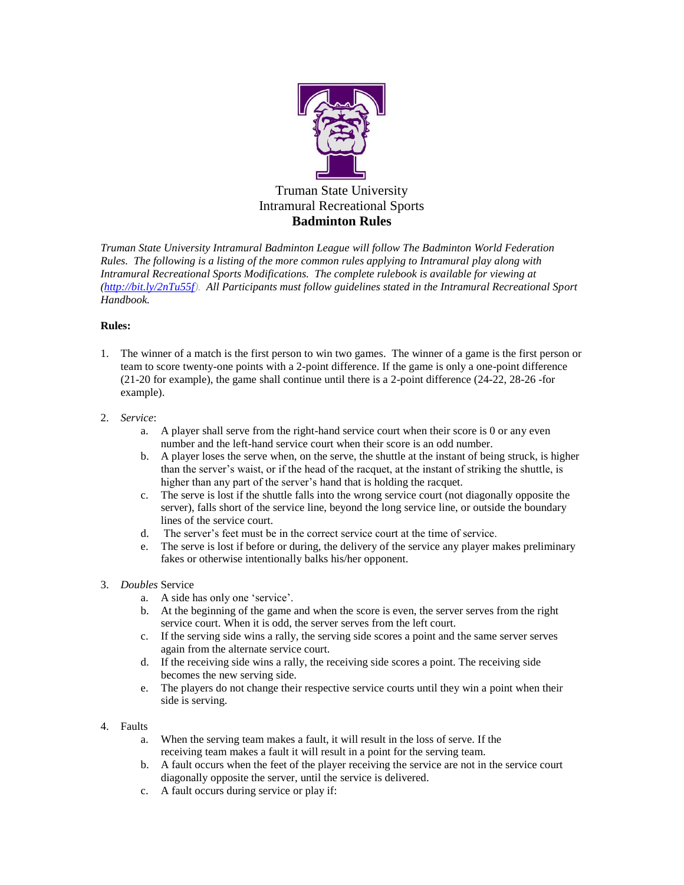Truman State University
Intramural Recreational Sports
**Badminton Rules**

*Truman State University Intramural Badminton League will follow The Badminton World Federation Rules. The following is a listing of the more common rules applying to Intramural play along with Intramural Recreational Sports Modifications. The complete rulebook is available for viewing at ([http://bit.ly/2nTu55f](http://bit.ly/2nTu55f)). All Participants must follow guidelines stated in the Intramural Recreational Sport Handbook.*

**Rules:**

1. The winner of a match is the first person to win two games. The winner of a game is the first person or team to score twenty-one points with a 2-point difference. If the game is only a one-point difference (21-20 for example), the game shall continue until there is a 2-point difference (24-22, 28-26 -for example).

2. *Service*:
   a. A player shall serve from the right-hand service court when their score is 0 or any even number and the left-hand service court when their score is an odd number.
   b. A player loses the serve when, on the serve, the shuttle at the instant of being struck, is higher than the server's waist, or if the head of the racquet, at the instant of striking the shuttle, is higher than any part of the server's hand that is holding the racquet.
   c. The serve is lost if the shuttle falls into the wrong service court (not diagonally opposite the server), falls short of the service line, beyond the long service line, or outside the boundary lines of the service court.
   d. The server's feet must be in the correct service court at the time of service.
   e. The serve is lost if before or during, the delivery of the service any player makes preliminary fakes or otherwise intentionally balks his/her opponent.

3. *Doubles* Service
   a. A side has only one 'service'.
   b. At the beginning of the game and when the score is even, the server serves from the right service court. When it is odd, the server serves from the left court.
   c. If the serving side wins a rally, the serving side scores a point and the same server serves again from the alternate service court.
   d. If the receiving side wins a rally, the receiving side scores a point. The receiving side becomes the new serving side.
   e. The players do not change their respective service courts until they win a point when their side is serving.

4. Faults
   a. When the serving team makes a fault, it will result in the loss of serve. If the receiving team makes a fault it will result in a point for the serving team.
   b. A fault occurs when the feet of the player receiving the service are not in the service court diagonally opposite the server, until the service is delivered.
   c. A fault occurs during service or play if: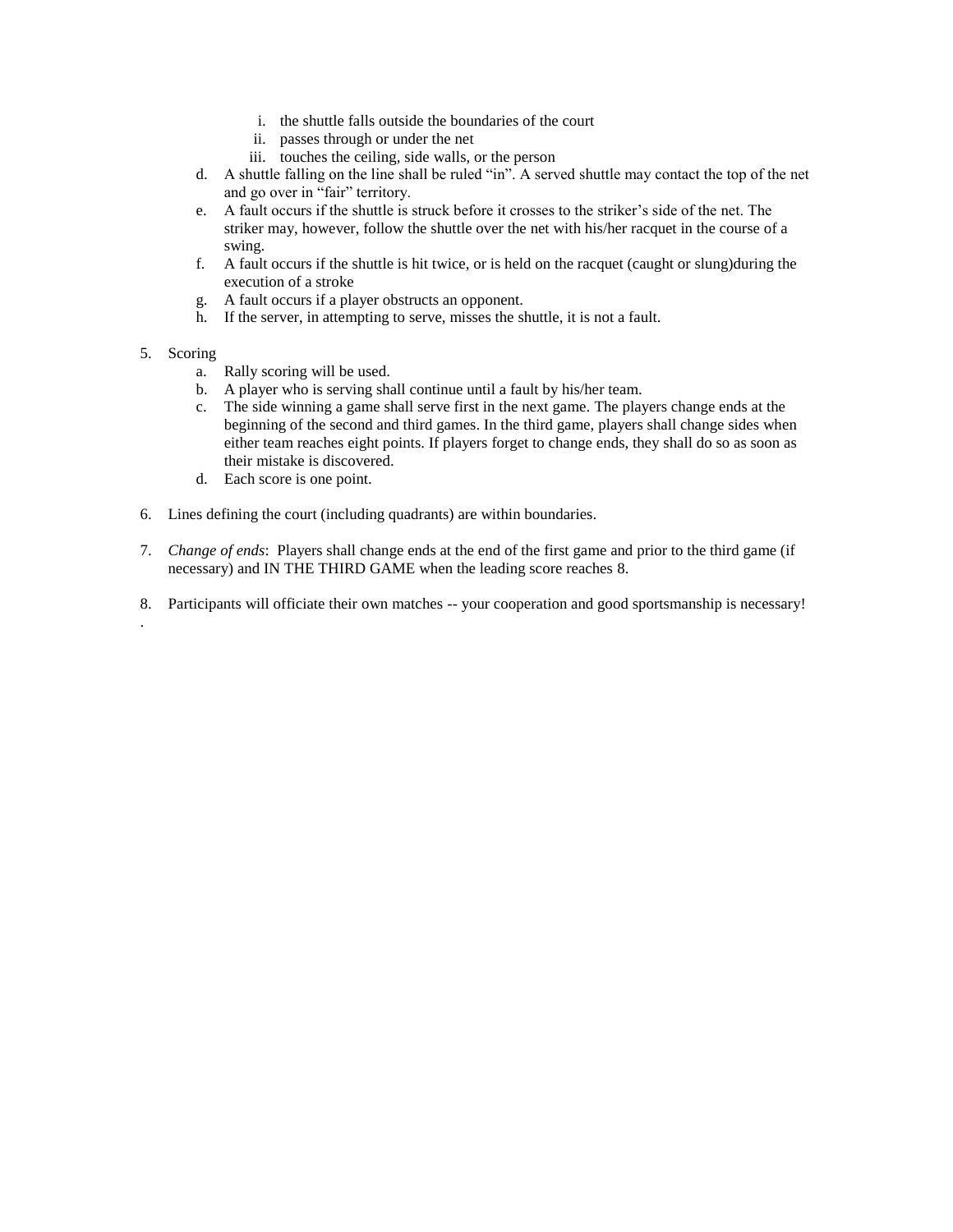i. the shuttle falls outside the boundaries of the court
   ii. passes through or under the net
   iii. touches the ceiling, side walls, or the person

   d. A shuttle falling on the line shall be ruled "in". A served shuttle may contact the top of the net and go over in "fair" territory.
   e. A fault occurs if the shuttle is struck before it crosses to the striker's side of the net. The striker may, however, follow the shuttle over the net with his/her racquet in the course of a swing.
   f. A fault occurs if the shuttle is hit twice, or is held on the racquet (caught or slung)during the execution of a stroke
   g. A fault occurs if a player obstructs an opponent.
   h. If the server, in attempting to serve, misses the shuttle, it is not a fault.

5. Scoring
   a. Rally scoring will be used.
   b. A player who is serving shall continue until a fault by his/her team.
   c. The side winning a game shall serve first in the next game. The players change ends at the beginning of the second and third games. In the third game, players shall change sides when either team reaches eight points. If players forget to change ends, they shall do so as soon as their mistake is discovered.
   d. Each score is one point.

6. Lines defining the court (including quadrants) are within boundaries.

7. *Change of ends*: Players shall change ends at the end of the first game and prior to the third game (if necessary) and IN THE THIRD GAME when the leading score reaches 8.

8. Participants will officiate their own matches -- your cooperation and good sportsmanship is necessary!

.